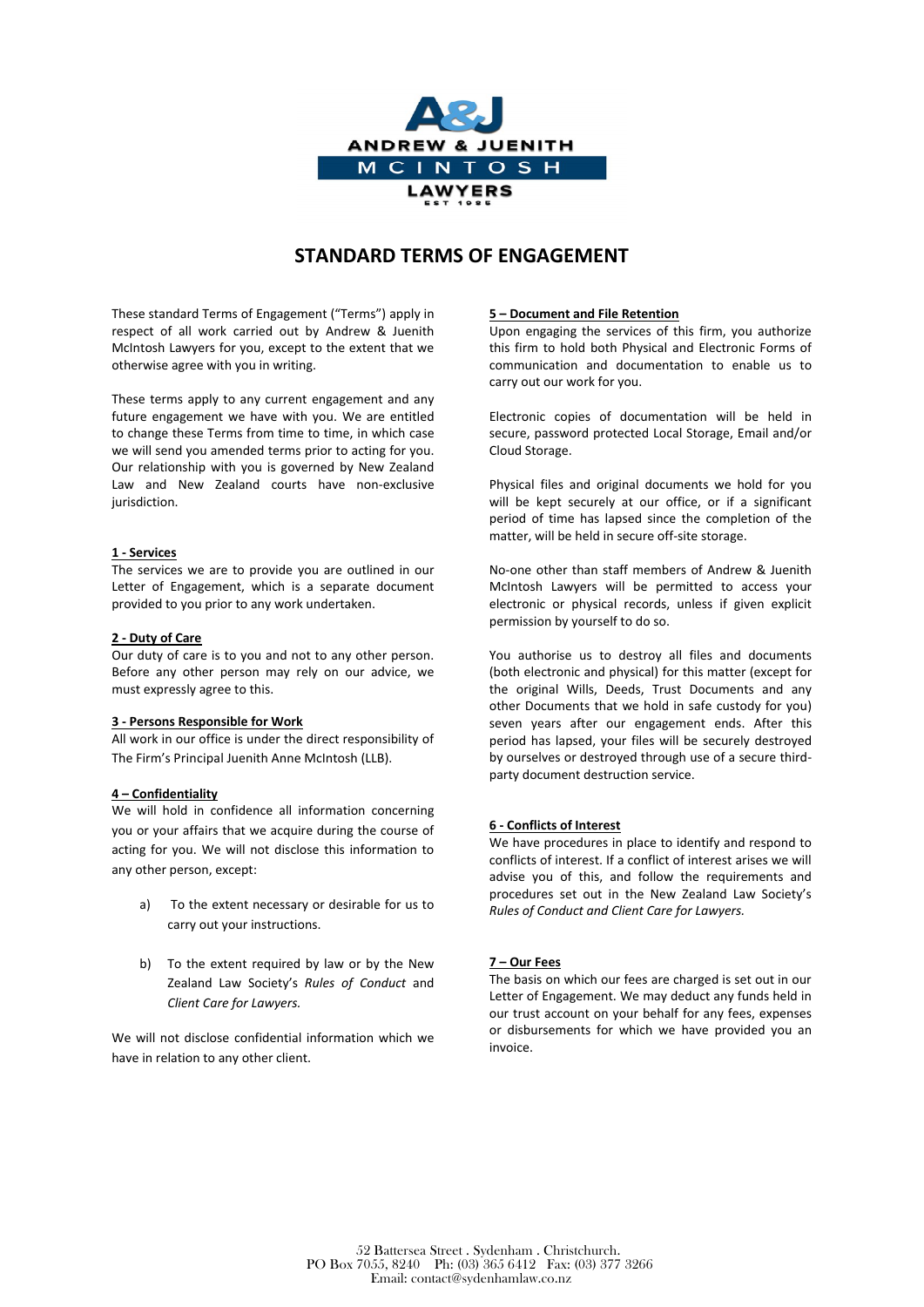ANDREW & JUENITH MCINTOSH LAWYERS

# STANDARD TERMS OF ENGAGEMENT

These standard Terms of Engagement ("Terms") apply in respect of all work carried out by Andrew & Juenith McIntosh Lawyers for you, except to the extent that we otherwise agree with you in writing.

These terms apply to any current engagement and any future engagement we have with you. We are entitled to change these Terms from time to time, in which case we will send you amended terms prior to acting for you. Our relationship with you is governed by New Zealand Law and New Zealand courts have non-exclusive jurisdiction.

## 1 - Services

The services we are to provide you are outlined in our Letter of Engagement, which is a separate document provided to you prior to any work undertaken.

## 2 - Duty of Care

Our duty of care is to you and not to any other person. Before any other person may rely on our advice, we must expressly agree to this.

## 3 - Persons Responsible for Work

All work in our office is under the direct responsibility of The Firm's Principal Juenith Anne McIntosh (LLB).

## 4 – Confidentiality

We will hold in confidence all information concerning you or your affairs that we acquire during the course of acting for you. We will not disclose this information to any other person, except:

a) To the extent necessary or desirable for us to carry out your instructions.

b) To the extent required by law or by the New Zealand Law Society's *Rules of Conduct* and *Client Care for Lawyers.*

We will not disclose confidential information which we have in relation to any other client.

## 5 – Document and File Retention

Upon engaging the services of this firm, you authorize this firm to hold both Physical and Electronic Forms of communication and documentation to enable us to carry out our work for you.

Electronic copies of documentation will be held in secure, password protected Local Storage, Email and/or Cloud Storage.

Physical files and original documents we hold for you will be kept securely at our office, or if a significant period of time has lapsed since the completion of the matter, will be held in secure off-site storage.

No-one other than staff members of Andrew & Juenith McIntosh Lawyers will be permitted to access your electronic or physical records, unless if given explicit permission by yourself to do so.

You authorise us to destroy all files and documents (both electronic and physical) for this matter (except for the original Wills, Deeds, Trust Documents and any other Documents that we hold in safe custody for you) seven years after our engagement ends. After this period has lapsed, your files will be securely destroyed by ourselves or destroyed through use of a secure third-party document destruction service.

## 6 - Conflicts of Interest

We have procedures in place to identify and respond to conflicts of interest. If a conflict of interest arises we will advise you of this, and follow the requirements and procedures set out in the New Zealand Law Society's *Rules of Conduct and Client Care for Lawyers.*

## 7 – Our Fees

The basis on which our fees are charged is set out in our Letter of Engagement. We may deduct any funds held in our trust account on your behalf for any fees, expenses or disbursements for which we have provided you an invoice.

52 Battersea Street . Sydenham . Christchurch.
PO Box 7055, 8240 Ph: (03) 365 6412 Fax: (03) 377 3266
Email: contact@sydenhamlaw.co.nz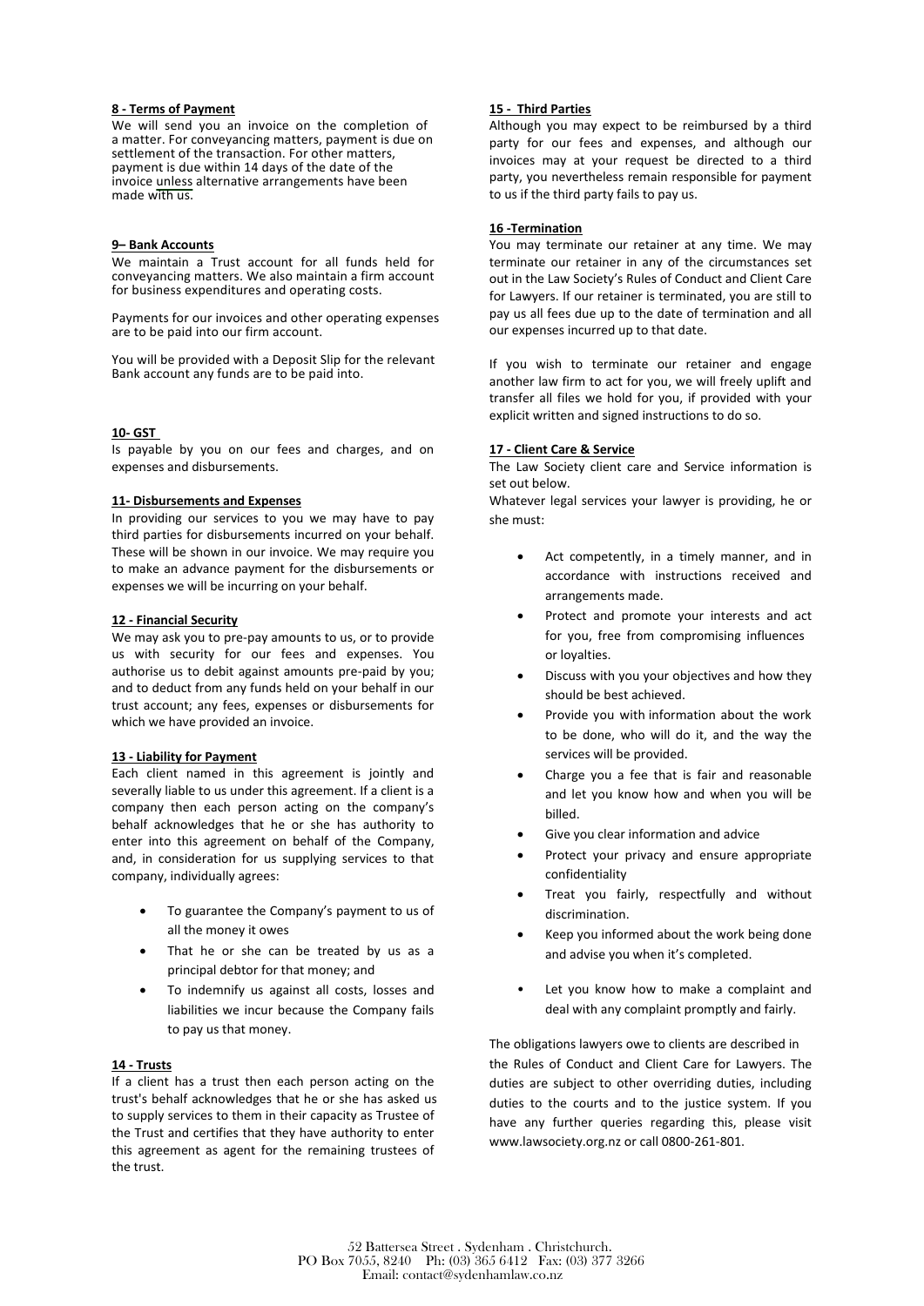### 8 - Terms of Payment

We will send you an invoice on the completion of a matter. For conveyancing matters, payment is due on settlement of the transaction. For other matters, payment is due within 14 days of the date of the invoice unless alternative arrangements have been made with us.

### 9– Bank Accounts

We maintain a Trust account for all funds held for conveyancing matters. We also maintain a firm account for business expenditures and operating costs.

Payments for our invoices and other operating expenses are to be paid into our firm account.

You will be provided with a Deposit Slip for the relevant Bank account any funds are to be paid into.

### 10- GST

Is payable by you on our fees and charges, and on expenses and disbursements.

### 11- Disbursements and Expenses

In providing our services to you we may have to pay third parties for disbursements incurred on your behalf. These will be shown in our invoice. We may require you to make an advance payment for the disbursements or expenses we will be incurring on your behalf.

### 12 - Financial Security

We may ask you to pre-pay amounts to us, or to provide us with security for our fees and expenses. You authorise us to debit against amounts pre-paid by you; and to deduct from any funds held on your behalf in our trust account; any fees, expenses or disbursements for which we have provided an invoice.

### 13 - Liability for Payment

Each client named in this agreement is jointly and severally liable to us under this agreement. If a client is a company then each person acting on the company's behalf acknowledges that he or she has authority to enter into this agreement on behalf of the Company, and, in consideration for us supplying services to that company, individually agrees:

- To guarantee the Company's payment to us of all the money it owes
- That he or she can be treated by us as a principal debtor for that money; and
- To indemnify us against all costs, losses and liabilities we incur because the Company fails to pay us that money.

### 14 - Trusts

If a client has a trust then each person acting on the trust's behalf acknowledges that he or she has asked us to supply services to them in their capacity as Trustee of the Trust and certifies that they have authority to enter this agreement as agent for the remaining trustees of the trust.

### 15 - Third Parties

Although you may expect to be reimbursed by a third party for our fees and expenses, and although our invoices may at your request be directed to a third party, you nevertheless remain responsible for payment to us if the third party fails to pay us.

### 16 -Termination

You may terminate our retainer at any time. We may terminate our retainer in any of the circumstances set out in the Law Society's Rules of Conduct and Client Care for Lawyers. If our retainer is terminated, you are still to pay us all fees due up to the date of termination and all our expenses incurred up to that date.

If you wish to terminate our retainer and engage another law firm to act for you, we will freely uplift and transfer all files we hold for you, if provided with your explicit written and signed instructions to do so.

### 17 - Client Care & Service

The Law Society client care and Service information is set out below.

Whatever legal services your lawyer is providing, he or she must:

- Act competently, in a timely manner, and in accordance with instructions received and arrangements made.
- Protect and promote your interests and act for you, free from compromising influences or loyalties.
- Discuss with you your objectives and how they should be best achieved.
- Provide you with information about the work to be done, who will do it, and the way the services will be provided.
- Charge you a fee that is fair and reasonable and let you know how and when you will be billed.
- Give you clear information and advice
- Protect your privacy and ensure appropriate confidentiality
- Treat you fairly, respectfully and without discrimination.
- Keep you informed about the work being done and advise you when it's completed.
- Let you know how to make a complaint and deal with any complaint promptly and fairly.

The obligations lawyers owe to clients are described in the Rules of Conduct and Client Care for Lawyers. The duties are subject to other overriding duties, including duties to the courts and to the justice system. If you have any further queries regarding this, please visit www.lawsociety.org.nz or call 0800-261-801.

52 Battersea Street . Sydenham . Christchurch.
PO Box 7055, 8240 Ph: (03) 365 6412 Fax: (03) 377 3266
Email: contact@sydenhamlaw.co.nz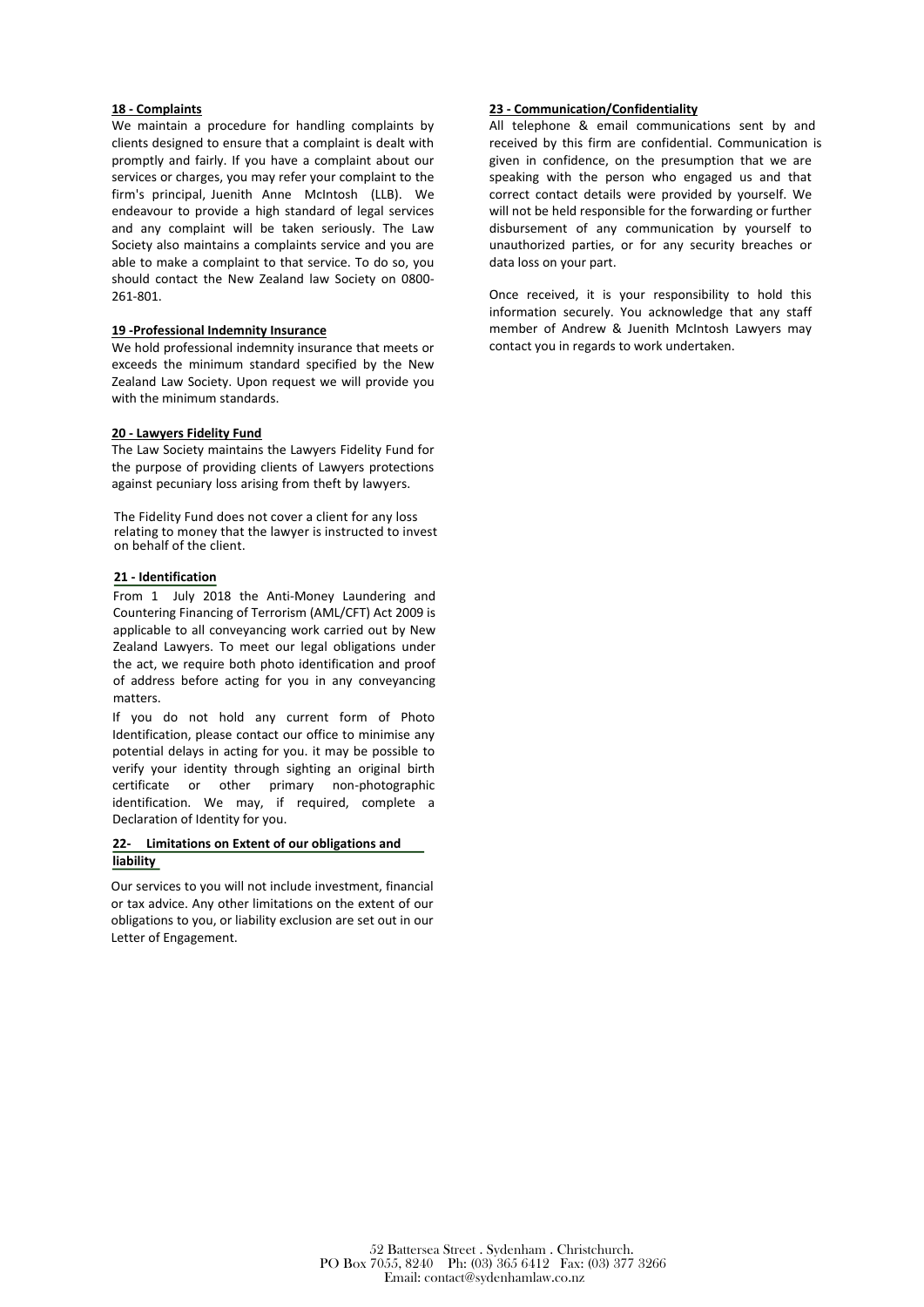**18 - Complaints**

We maintain a procedure for handling complaints by clients designed to ensure that a complaint is dealt with promptly and fairly. If you have a complaint about our services or charges, you may refer your complaint to the firm's principal, Juenith Anne McIntosh (LLB). We endeavour to provide a high standard of legal services and any complaint will be taken seriously. The Law Society also maintains a complaints service and you are able to make a complaint to that service. To do so, you should contact the New Zealand law Society on 0800-261-801.

**19 -Professional Indemnity Insurance**

We hold professional indemnity insurance that meets or exceeds the minimum standard specified by the New Zealand Law Society. Upon request we will provide you with the minimum standards.

**20 - Lawyers Fidelity Fund**

The Law Society maintains the Lawyers Fidelity Fund for the purpose of providing clients of Lawyers protections against pecuniary loss arising from theft by lawyers.

The Fidelity Fund does not cover a client for any loss relating to money that the lawyer is instructed to invest on behalf of the client.

**21 - Identification**

From 1 July 2018 the Anti-Money Laundering and Countering Financing of Terrorism (AML/CFT) Act 2009 is applicable to all conveyancing work carried out by New Zealand Lawyers. To meet our legal obligations under the act, we require both photo identification and proof of address before acting for you in any conveyancing matters.

If you do not hold any current form of Photo Identification, please contact our office to minimise any potential delays in acting for you. it may be possible to verify your identity through sighting an original birth certificate or other primary non-photographic identification. We may, if required, complete a Declaration of Identity for you.

**22- Limitations on Extent of our obligations and liability**

Our services to you will not include investment, financial or tax advice. Any other limitations on the extent of our obligations to you, or liability exclusion are set out in our Letter of Engagement.

**23 - Communication/Confidentiality**

All telephone & email communications sent by and received by this firm are confidential. Communication is given in confidence, on the presumption that we are speaking with the person who engaged us and that correct contact details were provided by yourself. We will not be held responsible for the forwarding or further disbursement of any communication by yourself to unauthorized parties, or for any security breaches or data loss on your part.

Once received, it is your responsibility to hold this information securely. You acknowledge that any staff member of Andrew & Juenith McIntosh Lawyers may contact you in regards to work undertaken.

52 Battersea Street . Sydenham . Christchurch.
PO Box 7055, 8240 Ph: (03) 365 6412 Fax: (03) 377 3266
Email: contact@sydenhamlaw.co.nz